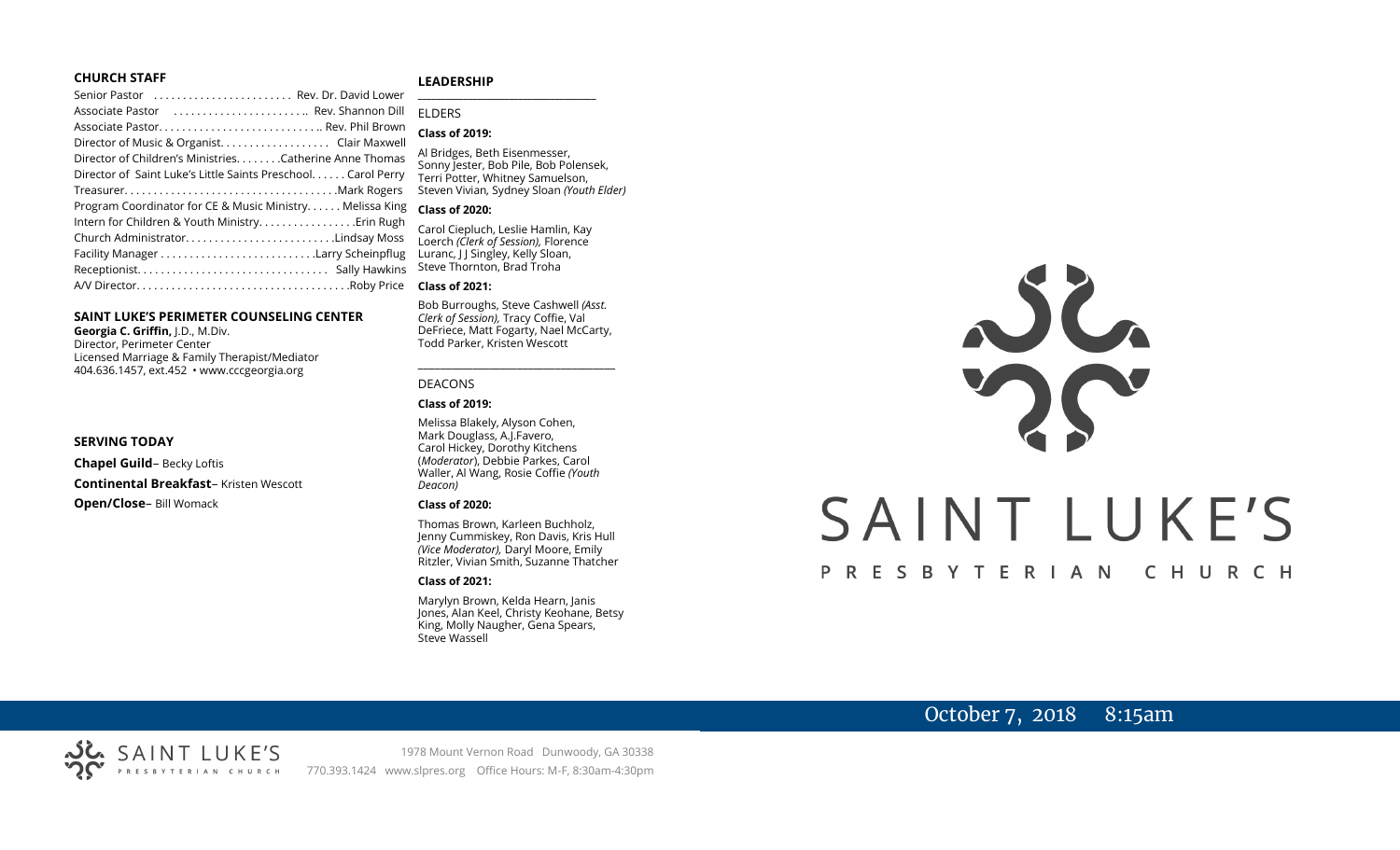## CHURCH STAFF

Senior Pastor . . . . . . . . . . . . . . . . . . . . . . . Rev. Dr. David Lower
Associate Pastor . . . . . . . . . . . . . . . . . . . . . .. Rev. Shannon Dill
Associate Pastor. . . . . . . . . . . . . . . . . . . . . . . . . . .. Rev. Phil Brown
Director of Music & Organist. . . . . . . . . . . . . . . . . . Clair Maxwell
Director of Children's Ministries. . . . . . . .Catherine Anne Thomas
Director of Saint Luke's Little Saints Preschool. . . . . . Carol Perry
Treasurer. . . . . . . . . . . . . . . . . . . . . . . . . . . . . . . . . . . .Mark Rogers
Program Coordinator for CE & Music Ministry. . . . . . Melissa King
Intern for Children & Youth Ministry. . . . . . . . . . . . . . . . .Erin Rugh
Church Administrator. . . . . . . . . . . . . . . . . . . . . . . . .Lindsay Moss
Facility Manager . . . . . . . . . . . . . . . . . . . . . . . . . .Larry Scheinpflug
Receptionist. . . . . . . . . . . . . . . . . . . . . . . . . . . . . . . . Sally Hawkins
A/V Director. . . . . . . . . . . . . . . . . . . . . . . . . . . . . . . . . . . .Roby Price

## SAINT LUKE'S PERIMETER COUNSELING CENTER

**Georgia C. Griffin,** J.D., M.Div.
Director, Perimeter Center
Licensed Marriage & Family Therapist/Mediator
404.636.1457, ext.452 • www.cccgeorgia.org

## SERVING TODAY

**Chapel Guild**– Becky Loftis

**Continental Breakfast**– Kristen Wescott

**Open/Close**– Bill Womack

## LEADERSHIP

ELDERS

**Class of 2019:**

Al Bridges, Beth Eisenmesser, Sonny Jester, Bob Pile, Bob Polensek, Terri Potter, Whitney Samuelson, Steven Vivian*,* Sydney Sloan *(Youth Elder)*

**Class of 2020:**

Carol Ciepluch, Leslie Hamlin, Kay Loerch *(Clerk of Session),* Florence Luranc, J J Singley, Kelly Sloan, Steve Thornton, Brad Troha

**Class of 2021:**

Bob Burroughs, Steve Cashwell *(Asst. Clerk of Session),* Tracy Coffie, Val DeFriece, Matt Fogarty, Nael McCarty, Todd Parker, Kristen Wescott

DEACONS

**Class of 2019:**

Melissa Blakely, Alyson Cohen, Mark Douglass, A.J.Favero, Carol Hickey, Dorothy Kitchens (*Moderator*), Debbie Parkes, Carol Waller, Al Wang, Rosie Coffie *(Youth Deacon)*

**Class of 2020:**

Thomas Brown, Karleen Buchholz, Jenny Cummiskey, Ron Davis, Kris Hull *(Vice Moderator),* Daryl Moore, Emily Ritzler, Vivian Smith, Suzanne Thatcher

**Class of 2021:**

Marylyn Brown, Kelda Hearn, Janis Jones, Alan Keel, Christy Keohane, Betsy King, Molly Naugher, Gena Spears, Steve Wassell

# SAINT LUKE'S PRESBYTERIAN CHURCH

October 7, 2018 8:15am

SAINT LUKE'S PRESBYTERIAN CHURCH

1978 Mount Vernon Road Dunwoody, GA 30338
770.393.1424 www.slpres.org Office Hours: M-F, 8:30am-4:30pm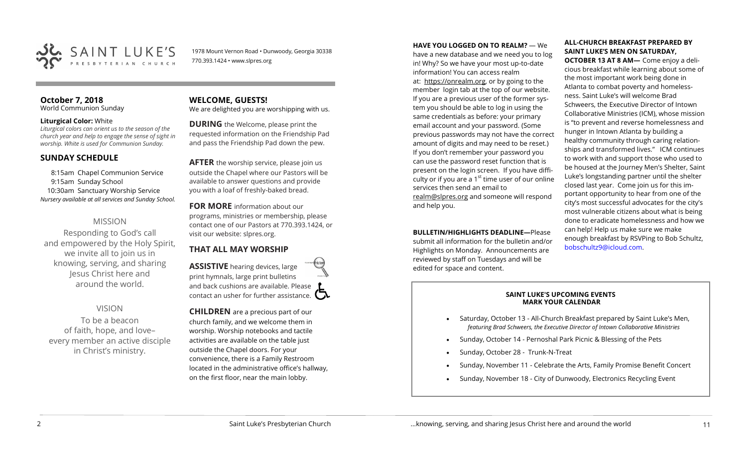SAINT LUKE'S PRESBYTERIAN CHURCH

1978 Mount Vernon Road • Dunwoody, Georgia 30338
770.393.1424 • www.slpres.org

**October 7, 2018**
World Communion Sunday

**Liturgical Color:** White
*Liturgical colors can orient us to the season of the church year and help to engage the sense of sight in worship. White is used for Communion Sunday.*

## SUNDAY SCHEDULE

8:15am Chapel Communion Service
9:15am Sunday School
10:30am Sanctuary Worship Service
*Nursery available at all services and Sunday School.*

### MISSION

Responding to God's call and empowered by the Holy Spirit, we invite all to join us in knowing, serving, and sharing Jesus Christ here and around the world.

### VISION

To be a beacon of faith, hope, and love– every member an active disciple in Christ's ministry.

## WELCOME, GUESTS!

We are delighted you are worshipping with us.

**DURING** the Welcome, please print the requested information on the Friendship Pad and pass the Friendship Pad down the pew.

**AFTER** the worship service, please join us outside the Chapel where our Pastors will be available to answer questions and provide you with a loaf of freshly-baked bread.

**FOR MORE** information about our programs, ministries or membership, please contact one of our Pastors at 770.393.1424, or visit our website: slpres.org.

## THAT ALL MAY WORSHIP

**ASSISTIVE** hearing devices, large print hymnals, large print bulletins and back cushions are available. Please contact an usher for further assistance.

**CHILDREN** are a precious part of our church family, and we welcome them in worship. Worship notebooks and tactile activities are available on the table just outside the Chapel doors. For your convenience, there is a Family Restroom located in the administrative office's hallway, on the first floor, near the main lobby.

**HAVE YOU LOGGED ON TO REALM?** — We have a new database and we need you to log in! Why? So we have your most up-to-date information! You can access realm at: https://onrealm.org, or by going to the member login tab at the top of our website. If you are a previous user of the former system you should be able to log in using the same credentials as before: your primary email account and your password. (Some previous passwords may not have the correct amount of digits and may need to be reset.) If you don't remember your password you can use the password reset function that is present on the login screen. If you have difficulty or if you are a 1st time user of our online services then send an email to realm@slpres.org and someone will respond and help you.

**BULLETIN/HIGHLIGHTS DEADLINE—**Please submit all information for the bulletin and/or Highlights on Monday. Announcements are reviewed by staff on Tuesdays and will be edited for space and content.

**ALL-CHURCH BREAKFAST PREPARED BY SAINT LUKE'S MEN ON SATURDAY, OCTOBER 13 AT 8 AM—** Come enjoy a delicious breakfast while learning about some of the most important work being done in Atlanta to combat poverty and homelessness. Saint Luke's will welcome Brad Schweers, the Executive Director of Intown Collaborative Ministries (ICM), whose mission is "to prevent and reverse homelessness and hunger in Intown Atlanta by building a healthy community through caring relationships and transformed lives." ICM continues to work with and support those who used to be housed at the Journey Men's Shelter, Saint Luke's longstanding partner until the shelter closed last year. Come join us for this important opportunity to hear from one of the city's most successful advocates for the city's most vulnerable citizens about what is being done to eradicate homelessness and how we can help! Help us make sure we make enough breakfast by RSVPing to Bob Schultz, bobschultz9@icloud.com.

**SAINT LUKE'S UPCOMING EVENTS**
**MARK YOUR CALENDAR**

- Saturday, October 13 - All-Church Breakfast prepared by Saint Luke's Men, *featuring Brad Schweers, the Executive Director of Intown Collaborative Ministries*
- Sunday, October 14 - Pernoshal Park Picnic & Blessing of the Pets
- Sunday, October 28 - Trunk-N-Treat
- Sunday, November 11 - Celebrate the Arts, Family Promise Benefit Concert
- Sunday, November 18 - City of Dunwoody, Electronics Recycling Event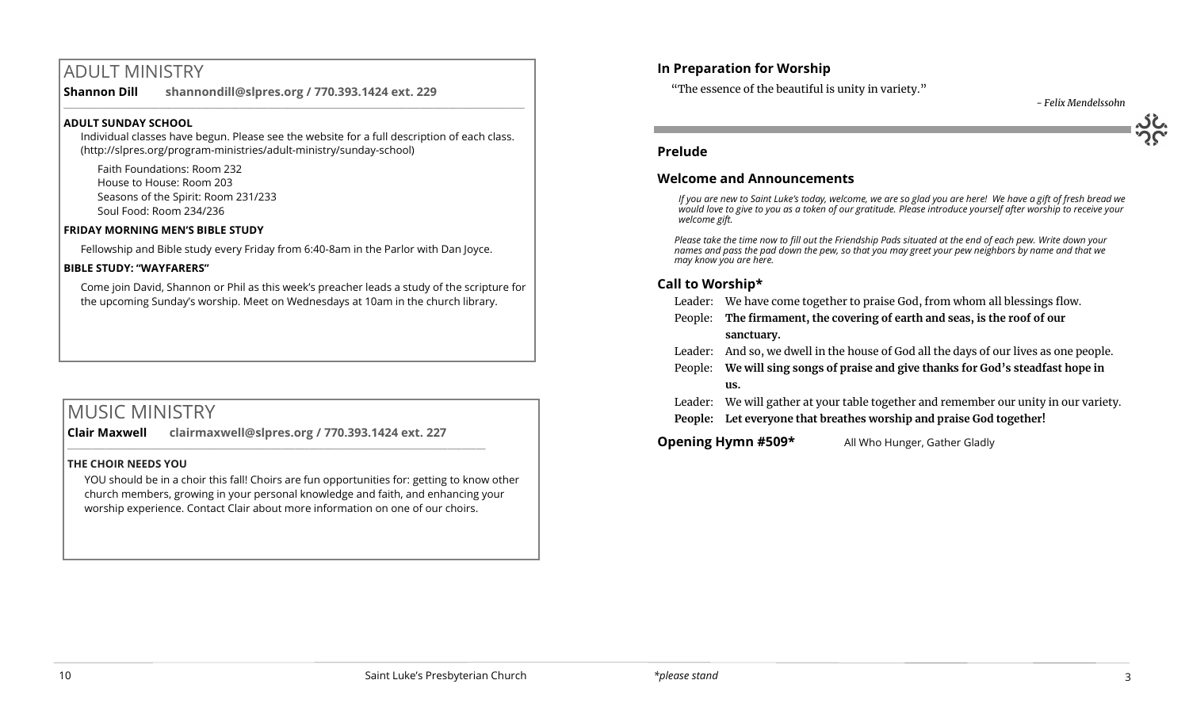# ADULT MINISTRY

**Shannon Dill** **shannondill@slpres.org / 770.393.1424 ext. 229**

**ADULT SUNDAY SCHOOL**

Individual classes have begun. Please see the website for a full description of each class. (http://slpres.org/program-ministries/adult-ministry/sunday-school)

Faith Foundations: Room 232
House to House: Room 203
Seasons of the Spirit: Room 231/233
Soul Food: Room 234/236

**FRIDAY MORNING MEN'S BIBLE STUDY**

Fellowship and Bible study every Friday from 6:40-8am in the Parlor with Dan Joyce.

**BIBLE STUDY: "WAYFARERS"**

Come join David, Shannon or Phil as this week's preacher leads a study of the scripture for the upcoming Sunday's worship. Meet on Wednesdays at 10am in the church library.

# MUSIC MINISTRY

**Clair Maxwell** **clairmaxwell@slpres.org / 770.393.1424 ext. 227**

**THE CHOIR NEEDS YOU**

YOU should be in a choir this fall! Choirs are fun opportunities for: getting to know other church members, growing in your personal knowledge and faith, and enhancing your worship experience. Contact Clair about more information on one of our choirs.

### In Preparation for Worship

"The essence of the beautiful is unity in variety."

*- Felix Mendelssohn*

### Prelude

### Welcome and Announcements

*If you are new to Saint Luke's today, welcome, we are so glad you are here! We have a gift of fresh bread we would love to give to you as a token of our gratitude. Please introduce yourself after worship to receive your welcome gift.*

*Please take the time now to fill out the Friendship Pads situated at the end of each pew. Write down your names and pass the pad down the pew, so that you may greet your pew neighbors by name and that we may know you are here.*

### Call to Worship*

Leader: We have come together to praise God, from whom all blessings flow.
People: **The firmament, the covering of earth and seas, is the roof of our sanctuary.**
Leader: And so, we dwell in the house of God all the days of our lives as one people.
People: **We will sing songs of praise and give thanks for God's steadfast hope in us.**
Leader: We will gather at your table together and remember our unity in our variety.
**People: Let everyone that breathes worship and praise God together!**

**Opening Hymn #509*** All Who Hunger, Gather Gladly

*\*please stand*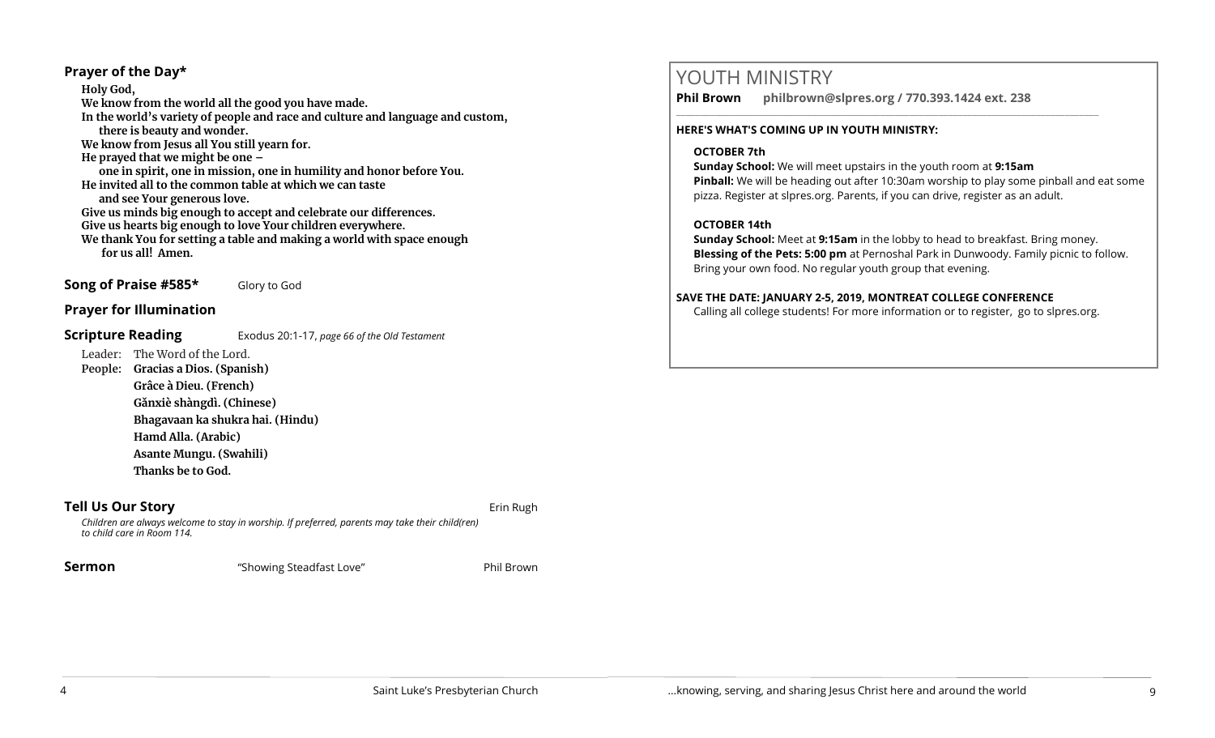### Prayer of the Day*

**Holy God,**
**We know from the world all the good you have made.**
**In the world's variety of people and race and culture and language and custom,**
**there is beauty and wonder.**
**We know from Jesus all You still yearn for.**
**He prayed that we might be one –**
**one in spirit, one in mission, one in humility and honor before You.**
**He invited all to the common table at which we can taste**
**and see Your generous love.**
**Give us minds big enough to accept and celebrate our differences.**
**Give us hearts big enough to love Your children everywhere.**
**We thank You for setting a table and making a world with space enough**
**for us all! Amen.**

**Song of Praise #585*** Glory to God

**Prayer for Illumination**

**Scripture Reading** Exodus 20:1-17, *page 66 of the Old Testament*

Leader: The Word of the Lord.
**People: Gracias a Dios. (Spanish)**
**Grâce à Dieu. (French)**
**Gǎnxiè shàngdì. (Chinese)**
**Bhagavaan ka shukra hai. (Hindu)**
**Hamd Alla. (Arabic)**
**Asante Mungu. (Swahili)**
**Thanks be to God.**

**Tell Us Our Story** Erin Rugh

*Children are always welcome to stay in worship. If preferred, parents may take their child(ren) to child care in Room 114.*

**Sermon** "Showing Steadfast Love" Phil Brown

## YOUTH MINISTRY

**Phil Brown philbrown@slpres.org / 770.393.1424 ext. 238**

**HERE'S WHAT'S COMING UP IN YOUTH MINISTRY:**

**OCTOBER 7th**
**Sunday School:** We will meet upstairs in the youth room at **9:15am**
**Pinball:** We will be heading out after 10:30am worship to play some pinball and eat some pizza. Register at slpres.org. Parents, if you can drive, register as an adult.

**OCTOBER 14th**
**Sunday School:** Meet at **9:15am** in the lobby to head to breakfast. Bring money.
**Blessing of the Pets: 5:00 pm** at Pernoshal Park in Dunwoody. Family picnic to follow. Bring your own food. No regular youth group that evening.

**SAVE THE DATE: JANUARY 2-5, 2019, MONTREAT COLLEGE CONFERENCE**
Calling all college students! For more information or to register, go to slpres.org.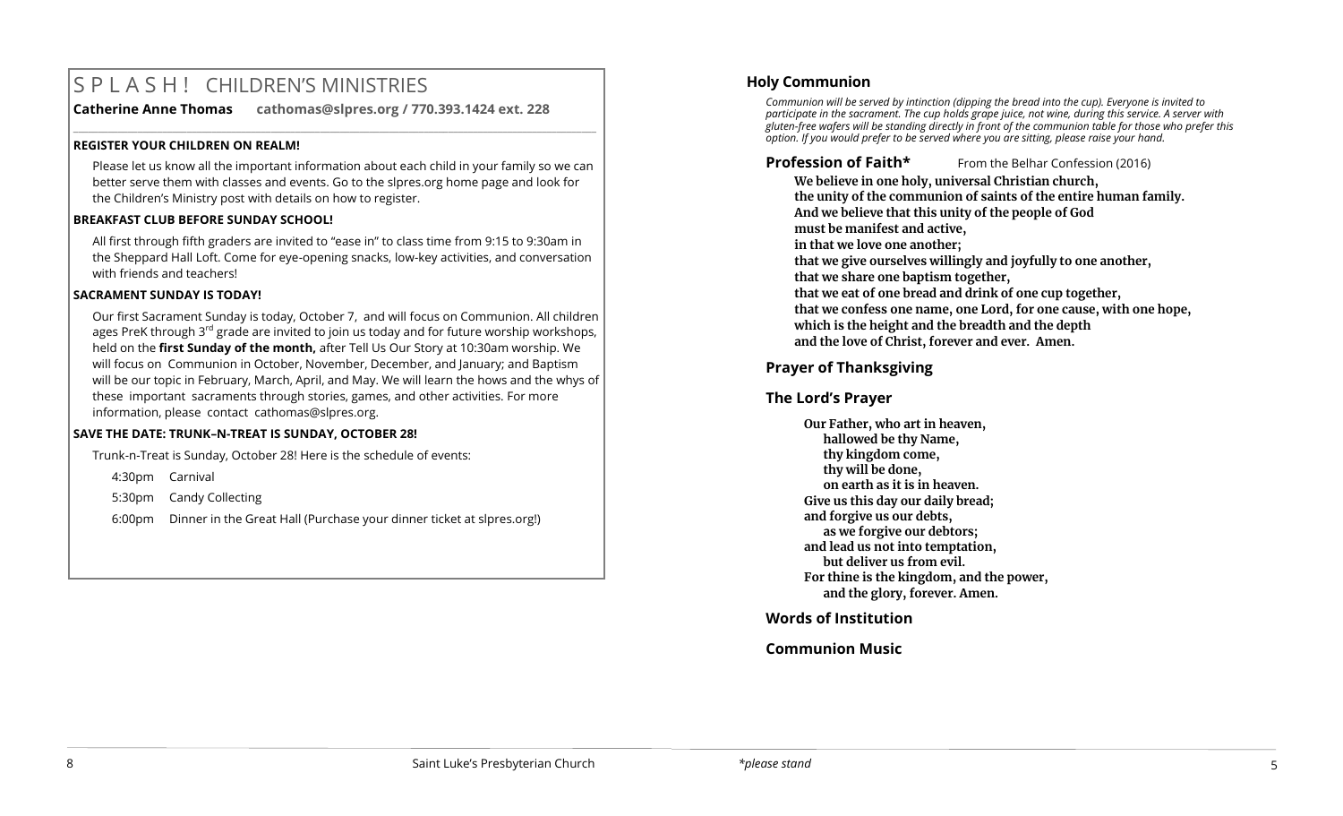# SPLASH! CHILDREN'S MINISTRIES

**Catherine Anne Thomas** **cathomas@slpres.org / 770.393.1424 ext. 228**

### REGISTER YOUR CHILDREN ON REALM!

Please let us know all the important information about each child in your family so we can better serve them with classes and events. Go to the slpres.org home page and look for the Children's Ministry post with details on how to register.

### BREAKFAST CLUB BEFORE SUNDAY SCHOOL!

All first through fifth graders are invited to "ease in" to class time from 9:15 to 9:30am in the Sheppard Hall Loft. Come for eye-opening snacks, low-key activities, and conversation with friends and teachers!

### SACRAMENT SUNDAY IS TODAY!

Our first Sacrament Sunday is today, October 7, and will focus on Communion. All children ages PreK through 3rd grade are invited to join us today and for future worship workshops, held on the **first Sunday of the month,** after Tell Us Our Story at 10:30am worship. We will focus on Communion in October, November, December, and January; and Baptism will be our topic in February, March, April, and May. We will learn the hows and the whys of these important sacraments through stories, games, and other activities. For more information, please contact cathomas@slpres.org.

### SAVE THE DATE: TRUNK–N–TREAT IS SUNDAY, OCTOBER 28!

Trunk-n-Treat is Sunday, October 28! Here is the schedule of events:

4:30pm Carnival

5:30pm Candy Collecting

6:00pm Dinner in the Great Hall (Purchase your dinner ticket at slpres.org!)

## Holy Communion

*Communion will be served by intinction (dipping the bread into the cup). Everyone is invited to participate in the sacrament. The cup holds grape juice, not wine, during this service. A server with gluten-free wafers will be standing directly in front of the communion table for those who prefer this option. If you would prefer to be served where you are sitting, please raise your hand.*

**Profession of Faith*** From the Belhar Confession (2016)

**We believe in one holy, universal Christian church,**
**the unity of the communion of saints of the entire human family.**
**And we believe that this unity of the people of God**
**must be manifest and active,**
**in that we love one another;**
**that we give ourselves willingly and joyfully to one another,**
**that we share one baptism together,**
**that we eat of one bread and drink of one cup together,**
**that we confess one name, one Lord, for one cause, with one hope,**
**which is the height and the breadth and the depth**
**and the love of Christ, forever and ever. Amen.**

## Prayer of Thanksgiving

## The Lord's Prayer

**Our Father, who art in heaven,**
**hallowed be thy Name,**
**thy kingdom come,**
**thy will be done,**
**on earth as it is in heaven.**
**Give us this day our daily bread;**
**and forgive us our debts,**
**as we forgive our debtors;**
**and lead us not into temptation,**
**but deliver us from evil.**
**For thine is the kingdom, and the power,**
**and the glory, forever. Amen.**

## Words of Institution

## Communion Music

*\*please stand*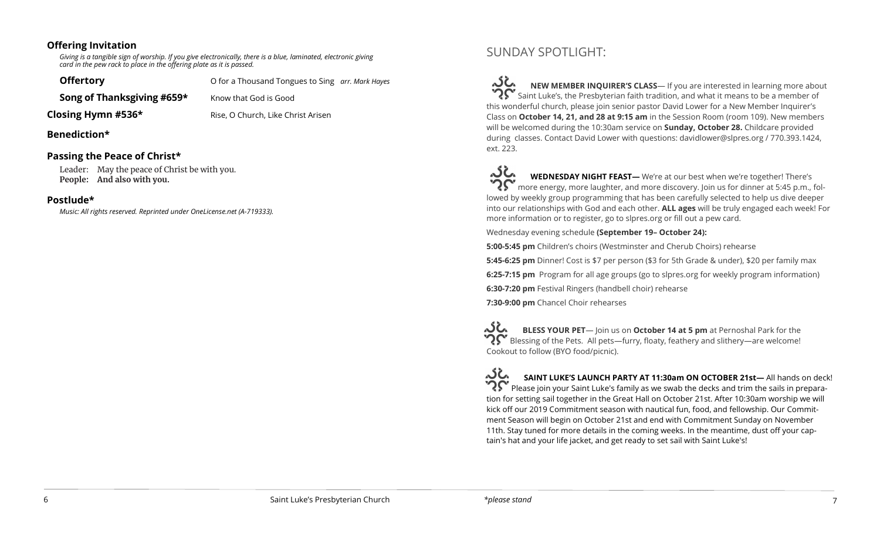### Offering Invitation

*Giving is a tangible sign of worship. If you give electronically, there is a blue, laminated, electronic giving card in the pew rack to place in the offering plate as it is passed.*

**Offertory** O for a Thousand Tongues to Sing *arr. Mark Hayes*

**Song of Thanksgiving #659*** Know that God is Good

**Closing Hymn #536*** Rise, O Church, Like Christ Arisen

### Benediction*

### Passing the Peace of Christ*

Leader: May the peace of Christ be with you.
**People: And also with you.**

### Postlude*

*Music: All rights reserved. Reprinted under OneLicense.net (A-719333).*

*please stand

## SUNDAY SPOTLIGHT:

**NEW MEMBER INQUIRER'S CLASS**— If you are interested in learning more about Saint Luke's, the Presbyterian faith tradition, and what it means to be a member of this wonderful church, please join senior pastor David Lower for a New Member Inquirer's Class on **October 14, 21, and 28 at 9:15 am** in the Session Room (room 109). New members will be welcomed during the 10:30am service on **Sunday, October 28.** Childcare provided during classes. Contact David Lower with questions: davidlower@slpres.org / 770.393.1424, ext. 223.

**WEDNESDAY NIGHT FEAST—** We're at our best when we're together! There's more energy, more laughter, and more discovery. Join us for dinner at 5:45 p.m., followed by weekly group programming that has been carefully selected to help us dive deeper into our relationships with God and each other. **ALL ages** will be truly engaged each week! For more information or to register, go to slpres.org or fill out a pew card.

Wednesday evening schedule **(September 19– October 24):**

**5:00-5:45 pm** Children's choirs (Westminster and Cherub Choirs) rehearse

**5:45-6:25 pm** Dinner! Cost is $7 per person ($3 for 5th Grade & under), $20 per family max

**6:25-7:15 pm** Program for all age groups (go to slpres.org for weekly program information)

**6:30-7:20 pm** Festival Ringers (handbell choir) rehearse

**7:30-9:00 pm** Chancel Choir rehearses

**BLESS YOUR PET**— Join us on **October 14 at 5 pm** at Pernoshal Park for the Blessing of the Pets. All pets—furry, floaty, feathery and slithery—are welcome! Cookout to follow (BYO food/picnic).

**SAINT LUKE'S LAUNCH PARTY AT 11:30am ON OCTOBER 21st—** All hands on deck! Please join your Saint Luke's family as we swab the decks and trim the sails in preparation for setting sail together in the Great Hall on October 21st. After 10:30am worship we will kick off our 2019 Commitment season with nautical fun, food, and fellowship. Our Commitment Season will begin on October 21st and end with Commitment Sunday on November 11th. Stay tuned for more details in the coming weeks. In the meantime, dust off your captain's hat and your life jacket, and get ready to set sail with Saint Luke's!